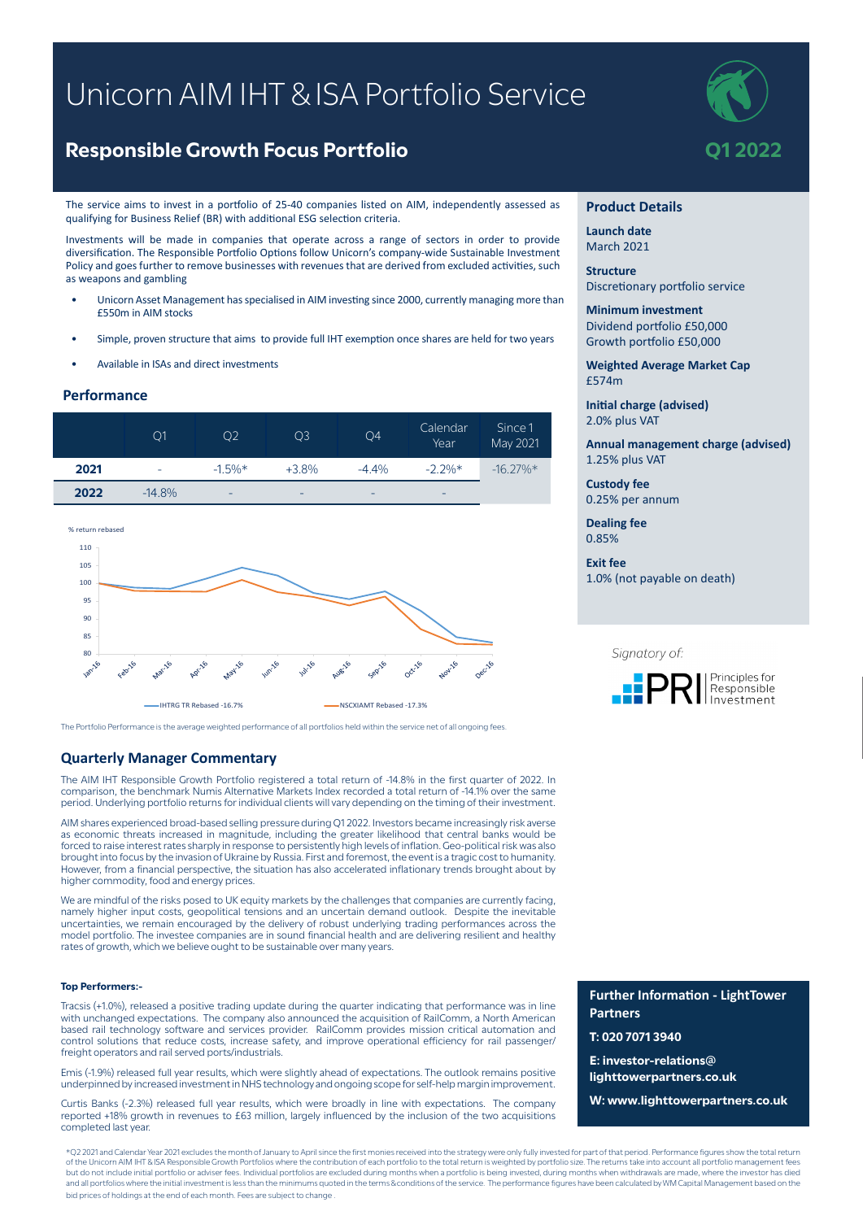# Unicorn AIM IHT & ISA Portfolio Service

## Responsible Growth Focus Portfolio

**Q1 2022**

The service aims to invest in a portfolio of 25-40 companies listed on AIM, independently assessed as qualifying for Business Relief (BR) with additional ESG selection criteria.

Investments will be made in companies that operate across a range of sectors in order to provide diversification. The Responsible Portfolio Options follow Unicorn's company-wide Sustainable Investment Policy and goes further to remove businesses with revenues that are derived from excluded activities, such as weapons and gambling

- Unicorn Asset Management has specialised in AIM investing since 2000, currently managing more than £550m in AIM stocks
- Simple, proven structure that aims to provide full IHT exemption once shares are held for two years
- Available in ISAs and direct investments

### Performance

| | Q1 | Q2 | Q3 | Q4 | Calendar Year | Since 1 May 2021 |
|---|---|---|---|---|---|---|
| **2021** | - | -1.5%* | +3.8% | -4.4% | -2.2%* | -16.27%* |
| **2022** | -14.8% | - | - | - | - | |

% return rebased

IHTRG TR Rebased -16.7% — NSCXIAMT Rebased -17.3%

The Portfolio Performance is the average weighted performance of all portfolios held within the service net of all ongoing fees.

### Quarterly Manager Commentary

The AIM IHT Responsible Growth Portfolio registered a total return of -14.8% in the first quarter of 2022. In comparison, the benchmark Numis Alternative Markets Index recorded a total return of -14.1% over the same period. Underlying portfolio returns for individual clients will vary depending on the timing of their investment.

AIM shares experienced broad-based selling pressure during Q1 2022. Investors became increasingly risk averse as economic threats increased in magnitude, including the greater likelihood that central banks would be forced to raise interest rates sharply in response to persistently high levels of inflation. Geo-political risk was also brought into focus by the invasion of Ukraine by Russia. First and foremost, the event is a tragic cost to humanity. However, from a financial perspective, the situation has also accelerated inflationary trends brought about by higher commodity, food and energy prices.

We are mindful of the risks posed to UK equity markets by the challenges that companies are currently facing, namely higher input costs, geopolitical tensions and an uncertain demand outlook. Despite the inevitable uncertainties, we remain encouraged by the delivery of robust underlying trading performances across the model portfolio. The investee companies are in sound financial health and are delivering resilient and healthy rates of growth, which we believe ought to be sustainable over many years.

**Top Performers:-**

Tracsis (+1.0%), released a positive trading update during the quarter indicating that performance was in line with unchanged expectations. The company also announced the acquisition of RailComm, a North American based rail technology software and services provider. RailComm provides mission critical automation and control solutions that reduce costs, increase safety, and improve operational efficiency for rail passenger/freight operators and rail served ports/industrials.

Emis (-1.9%) released full year results, which were slightly ahead of expectations. The outlook remains positive underpinned by increased investment in NHS technology and ongoing scope for self-help margin improvement.

Curtis Banks (-2.3%) released full year results, which were broadly in line with expectations. The company reported +18% growth in revenues to £63 million, largely influenced by the inclusion of the two acquisitions completed last year.

### Product Details

**Launch date**
March 2021

**Structure**
Discretionary portfolio service

**Minimum investment**
Dividend portfolio £50,000
Growth portfolio £50,000

**Weighted Average Market Cap**
£574m

**Initial charge (advised)**
2.0% plus VAT

**Annual management charge (advised)**
1.25% plus VAT

**Custody fee**
0.25% per annum

**Dealing fee**
0.85%

**Exit fee**
1.0% (not payable on death)

*Signatory of:* PRI Principles for Responsible Investment

**Further Information - LightTower Partners**

**T: 020 7071 3940**

**E: investor-relations@lighttowerpartners.co.uk**

**W: www.lighttowerpartners.co.uk**

*Q2 2021 and Calendar Year 2021 excludes the month of January to April since the first monies received into the strategy were only fully invested for part of that period. Performance figures show the total return of the Unicorn AIM IHT & ISA Responsible Growth Portfolios where the contribution of each portfolio to the total return is weighted by portfolio size. The returns take into account all portfolio management fees but do not include initial portfolio or adviser fees. Individual portfolios are excluded during months when a portfolio is being invested, during months when withdrawals are made, where the investor has died and all portfolios where the initial investment is less than the minimums quoted in the terms & conditions of the service. The performance figures have been calculated by WM Capital Management based on the bid prices of holdings at the end of each month. Fees are subject to change.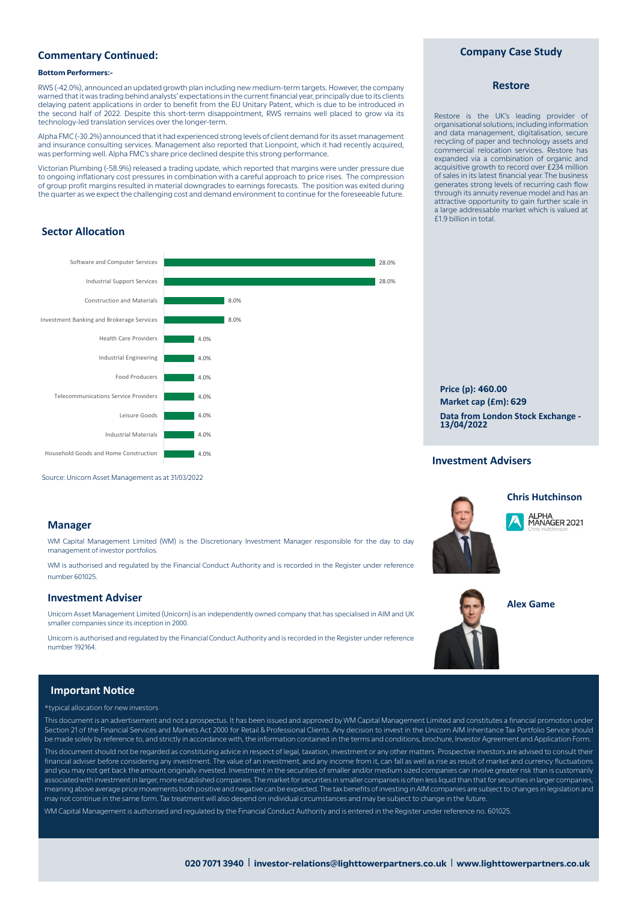## Commentary Continued:

**Bottom Performers:-**

RWS (-42.0%), announced an updated growth plan including new medium-term targets. However, the company warned that it was trading behind analysts' expectations in the current financial year, principally due to its clients delaying patent applications in order to benefit from the EU Unitary Patent, which is due to be introduced in the second half of 2022. Despite this short-term disappointment, RWS remains well placed to grow via its technology-led translation services over the longer-term.

Alpha FMC (-30.2%) announced that it had experienced strong levels of client demand for its asset management and insurance consulting services. Management also reported that Lionpoint, which it had recently acquired, was performing well. Alpha FMC's share price declined despite this strong performance.

Victorian Plumbing (-58.9%) released a trading update, which reported that margins were under pressure due to ongoing inflationary cost pressures in combination with a careful approach to price rises. The compression of group profit margins resulted in material downgrades to earnings forecasts. The position was exited during the quarter as we expect the challenging cost and demand environment to continue for the foreseeable future.

## Company Case Study

### Restore

Restore is the UK's leading provider of organisational solutions; including information and data management, digitalisation, secure recycling of paper and technology assets and commercial relocation services. Restore has expanded via a combination of organic and acquisitive growth to record over £234 million of sales in its latest financial year. The business generates strong levels of recurring cash flow through its annuity revenue model and has an attractive opportunity to gain further scale in a large addressable market which is valued at £1.9 billion in total.

**Price (p): 460.00**
**Market cap (£m): 629**
**Data from London Stock Exchange - 13/04/2022**

## Sector Allocation

Software and Computer Services 28.0%
Industrial Support Services 28.0%
Construction and Materials 8.0%
Investment Banking and Brokerage Services 8.0%
Health Care Providers 4.0%
Industrial Engineering 4.0%
Food Producers 4.0%
Telecommunications Service Providers 4.0%
Leisure Goods 4.0%
Industrial Materials 4.0%
Household Goods and Home Construction 4.0%

Source: Unicorn Asset Management as at 31/03/2022

## Investment Advisers

**Chris Hutchinson**

ALPHA MANAGER 2021
Chris Hutchinson

**Alex Game**

## Manager

WM Capital Management Limited (WM) is the Discretionary Investment Manager responsible for the day to day management of investor portfolios.

WM is authorised and regulated by the Financial Conduct Authority and is recorded in the Register under reference number 601025.

## Investment Adviser

Unicorn Asset Management Limited (Unicorn) is an independently owned company that has specialised in AIM and UK smaller companies since its inception in 2000.

Unicorn is authorised and regulated by the Financial Conduct Authority and is recorded in the Register under reference number 192164.

## Important Notice

*typical allocation for new investors

This document is an advertisement and not a prospectus. It has been issued and approved by WM Capital Management Limited and constitutes a financial promotion under Section 21 of the Financial Services and Markets Act 2000 for Retail & Professional Clients. Any decision to invest in the Unicorn AIM Inheritance Tax Portfolio Service should be made solely by reference to, and strictly in accordance with, the information contained in the terms and conditions, brochure, Investor Agreement and Application Form.

This document should not be regarded as constituting advice in respect of legal, taxation, investment or any other matters. Prospective investors are advised to consult their financial adviser before considering any investment. The value of an investment, and any income from it, can fall as well as rise as result of market and currency fluctuations and you may not get back the amount originally invested. Investment in the securities of smaller and/or medium sized companies can involve greater risk than is customarily associated with investment in larger, more established companies. The market for securities in smaller companies is often less liquid than that for securities in larger companies, meaning above average price movements both positive and negative can be expected. The tax benefits of investing in AIM companies are subject to changes in legislation and may not continue in the same form. Tax treatment will also depend on individual circumstances and may be subject to change in the future.

WM Capital Management is authorised and regulated by the Financial Conduct Authority and is entered in the Register under reference no. 601025.

**020 7071 3940 | investor-relations@lighttowerpartners.co.uk | www.lighttowerpartners.co.uk**